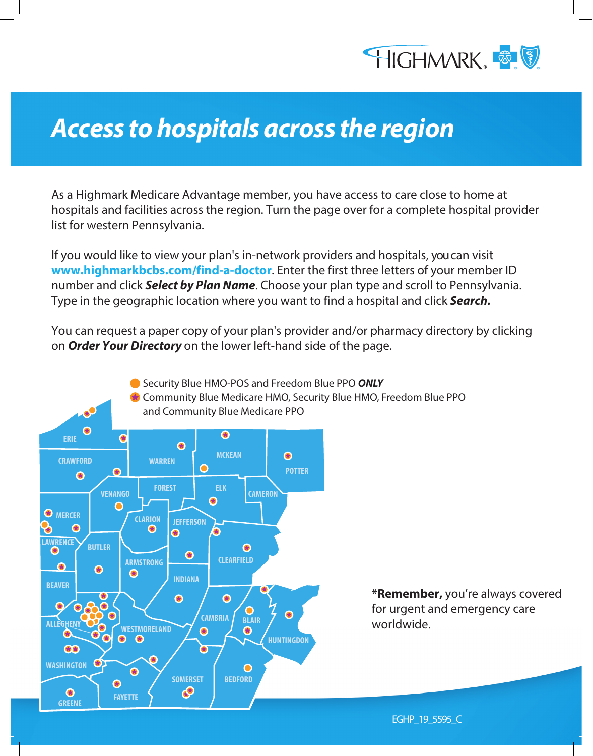# Access to hospitals across the region

As a Highmark Medicare Advantage member, you have access to care close to home at hospitals and facilities across the region. Turn the page over for a complete hospital provider list for western Pennsylvania.

If you would like to view your plan's in-network providers and hospitals, you can visit **www.highmarkbcbs.com/find-a-doctor**. Enter the first three letters of your member ID number and click ***Select by Plan Name***. Choose your plan type and scroll to Pennsylvania. Type in the geographic location where you want to find a hospital and click ***Search.***

You can request a paper copy of your plan's provider and/or pharmacy directory by clicking on ***Order Your Directory*** on the lower left-hand side of the page.

- Security Blue HMO-POS and Freedom Blue PPO ***ONLY***
- Community Blue Medicare HMO, Security Blue HMO, Freedom Blue PPO and Community Blue Medicare PPO

ERIE, CRAWFORD, WARREN, MCKEAN, POTTER, VENANGO, FOREST, ELK, CAMERON, MERCER, CLARION, JEFFERSON, LAWRENCE, BUTLER, ARMSTRONG, CLEARFIELD, INDIANA, BEAVER, ALLEGHENY, WESTMORELAND, CAMBRIA, BLAIR, HUNTINGDON, WASHINGTON, SOMERSET, BEDFORD, GREENE, FAYETTE

***Remember,** you're always covered for urgent and emergency care worldwide.

EGHP_19_5595_C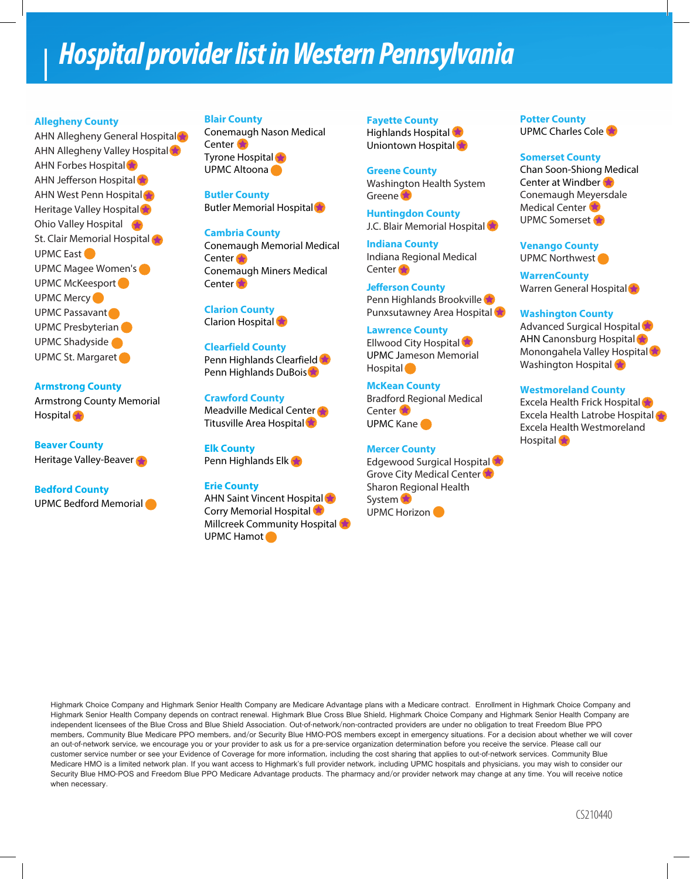# Hospital provider list in Western Pennsylvania

**Allegheny County**
- AHN Allegheny General Hospital
- AHN Allegheny Valley Hospital
- AHN Forbes Hospital
- AHN Jefferson Hospital
- AHN West Penn Hospital
- Heritage Valley Hospital
- Ohio Valley Hospital
- St. Clair Memorial Hospital
- UPMC East
- UPMC Magee Women's
- UPMC McKeesport
- UPMC Mercy
- UPMC Passavant
- UPMC Presbyterian
- UPMC Shadyside
- UPMC St. Margaret

**Armstrong County**
- Armstrong County Memorial Hospital

**Beaver County**
- Heritage Valley-Beaver

**Bedford County**
- UPMC Bedford Memorial

**Blair County**
- Conemaugh Nason Medical Center
- Tyrone Hospital
- UPMC Altoona

**Butler County**
- Butler Memorial Hospital

**Cambria County**
- Conemaugh Memorial Medical Center
- Conemaugh Miners Medical Center

**Clarion County**
- Clarion Hospital

**Clearfield County**
- Penn Highlands Clearfield
- Penn Highlands DuBois

**Crawford County**
- Meadville Medical Center
- Titusville Area Hospital

**Elk County**
- Penn Highlands Elk

**Erie County**
- AHN Saint Vincent Hospital
- Corry Memorial Hospital
- Millcreek Community Hospital
- UPMC Hamot

**Fayette County**
- Highlands Hospital
- Uniontown Hospital

**Greene County**
- Washington Health System Greene

**Huntingdon County**
- J.C. Blair Memorial Hospital

**Indiana County**
- Indiana Regional Medical Center

**Jefferson County**
- Penn Highlands Brookville
- Punxsutawney Area Hospital

**Lawrence County**
- Ellwood City Hospital
- UPMC Jameson Memorial Hospital

**McKean County**
- Bradford Regional Medical Center
- UPMC Kane

**Mercer County**
- Edgewood Surgical Hospital
- Grove City Medical Center
- Sharon Regional Health System
- UPMC Horizon

**Potter County**
- UPMC Charles Cole

**Somerset County**
- Chan Soon-Shiong Medical Center at Windber
- Conemaugh Meyersdale Medical Center
- UPMC Somerset

**Venango County**
- UPMC Northwest

**WarrenCounty**
- Warren General Hospital

**Washington County**
- Advanced Surgical Hospital
- AHN Canonsburg Hospital
- Monongahela Valley Hospital
- Washington Hospital

**Westmoreland County**
- Excela Health Frick Hospital
- Excela Health Latrobe Hospital
- Excela Health Westmoreland Hospital

Highmark Choice Company and Highmark Senior Health Company are Medicare Advantage plans with a Medicare contract. Enrollment in Highmark Choice Company and Highmark Senior Health Company depends on contract renewal. Highmark Blue Cross Blue Shield, Highmark Choice Company and Highmark Senior Health Company are independent licensees of the Blue Cross and Blue Shield Association. Out-of-network/non-contracted providers are under no obligation to treat Freedom Blue PPO members, Community Blue Medicare PPO members, and/or Security Blue HMO-POS members except in emergency situations. For a decision about whether we will cover an out-of-network service, we encourage you or your provider to ask us for a pre-service organization determination before you receive the service. Please call our customer service number or see your Evidence of Coverage for more information, including the cost sharing that applies to out-of-network services. Community Blue Medicare HMO is a limited network plan. If you want access to Highmark's full provider network, including UPMC hospitals and physicians, you may wish to consider our Security Blue HMO-POS and Freedom Blue PPO Medicare Advantage products. The pharmacy and/or provider network may change at any time. You will receive notice when necessary.

CS210440